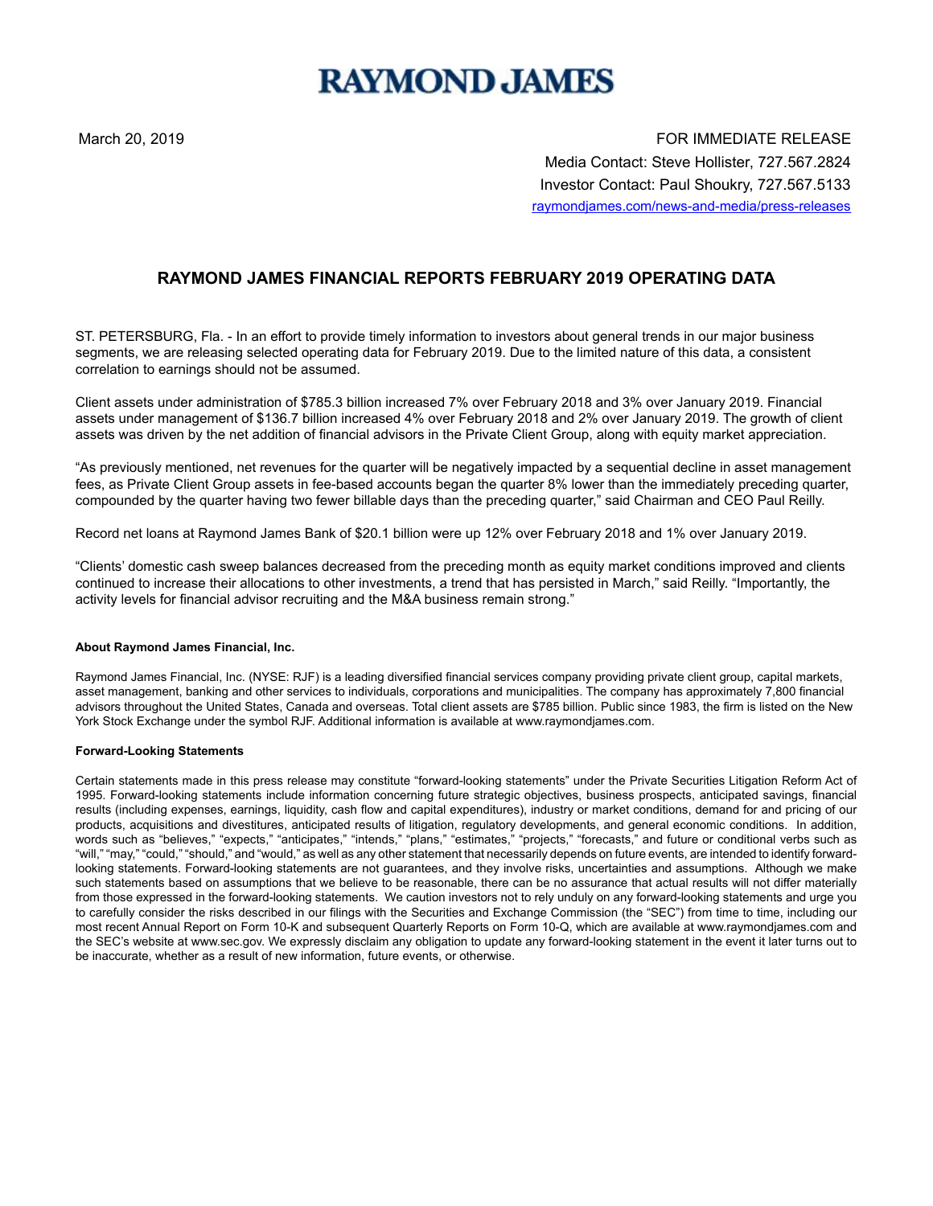# RAYMOND JAMES

March 20, 2019

FOR IMMEDIATE RELEASE
Media Contact: Steve Hollister, 727.567.2824
Investor Contact: Paul Shoukry, 727.567.5133
raymondjames.com/news-and-media/press-releases

## RAYMOND JAMES FINANCIAL REPORTS FEBRUARY 2019 OPERATING DATA

ST. PETERSBURG, Fla. - In an effort to provide timely information to investors about general trends in our major business segments, we are releasing selected operating data for February 2019. Due to the limited nature of this data, a consistent correlation to earnings should not be assumed.

Client assets under administration of $785.3 billion increased 7% over February 2018 and 3% over January 2019. Financial assets under management of $136.7 billion increased 4% over February 2018 and 2% over January 2019. The growth of client assets was driven by the net addition of financial advisors in the Private Client Group, along with equity market appreciation.

"As previously mentioned, net revenues for the quarter will be negatively impacted by a sequential decline in asset management fees, as Private Client Group assets in fee-based accounts began the quarter 8% lower than the immediately preceding quarter, compounded by the quarter having two fewer billable days than the preceding quarter," said Chairman and CEO Paul Reilly.

Record net loans at Raymond James Bank of $20.1 billion were up 12% over February 2018 and 1% over January 2019.

"Clients' domestic cash sweep balances decreased from the preceding month as equity market conditions improved and clients continued to increase their allocations to other investments, a trend that has persisted in March," said Reilly. "Importantly, the activity levels for financial advisor recruiting and the M&A business remain strong."

**About Raymond James Financial, Inc.**

Raymond James Financial, Inc. (NYSE: RJF) is a leading diversified financial services company providing private client group, capital markets, asset management, banking and other services to individuals, corporations and municipalities. The company has approximately 7,800 financial advisors throughout the United States, Canada and overseas. Total client assets are $785 billion. Public since 1983, the firm is listed on the New York Stock Exchange under the symbol RJF. Additional information is available at www.raymondjames.com.

**Forward-Looking Statements**

Certain statements made in this press release may constitute "forward-looking statements" under the Private Securities Litigation Reform Act of 1995. Forward-looking statements include information concerning future strategic objectives, business prospects, anticipated savings, financial results (including expenses, earnings, liquidity, cash flow and capital expenditures), industry or market conditions, demand for and pricing of our products, acquisitions and divestitures, anticipated results of litigation, regulatory developments, and general economic conditions. In addition, words such as "believes," "expects," "anticipates," "intends," "plans," "estimates," "projects," "forecasts," and future or conditional verbs such as "will," "may," "could," "should," and "would," as well as any other statement that necessarily depends on future events, are intended to identify forward-looking statements. Forward-looking statements are not guarantees, and they involve risks, uncertainties and assumptions. Although we make such statements based on assumptions that we believe to be reasonable, there can be no assurance that actual results will not differ materially from those expressed in the forward-looking statements. We caution investors not to rely unduly on any forward-looking statements and urge you to carefully consider the risks described in our filings with the Securities and Exchange Commission (the "SEC") from time to time, including our most recent Annual Report on Form 10-K and subsequent Quarterly Reports on Form 10-Q, which are available at www.raymondjames.com and the SEC's website at www.sec.gov. We expressly disclaim any obligation to update any forward-looking statement in the event it later turns out to be inaccurate, whether as a result of new information, future events, or otherwise.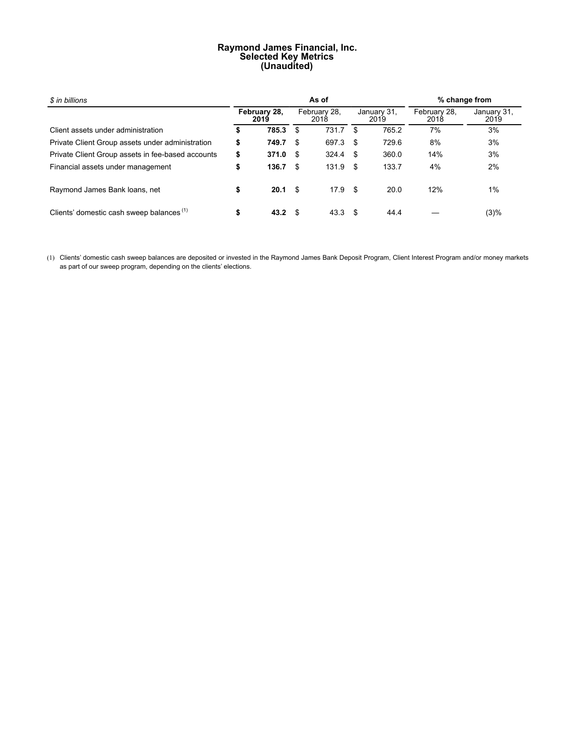# Raymond James Financial, Inc.
## Selected Key Metrics
## (Unaudited)

| *$ in billions* | As of | | | % change from | |
|---|---|---|---|---|---|
| | **February 28, 2019** | February 28, 2018 | January 31, 2019 | February 28, 2018 | January 31, 2019 |
| Client assets under administration | **$ 785.3** | $ 731.7 | $ 765.2 | 7% | 3% |
| Private Client Group assets under administration | **$ 749.7** | $ 697.3 | $ 729.6 | 8% | 3% |
| Private Client Group assets in fee-based accounts | **$ 371.0** | $ 324.4 | $ 360.0 | 14% | 3% |
| Financial assets under management | **$ 136.7** | $ 131.9 | $ 133.7 | 4% | 2% |
| Raymond James Bank loans, net | **$ 20.1** | $ 17.9 | $ 20.0 | 12% | 1% |
| Clients' domestic cash sweep balances [(1)] | **$ 43.2** | $ 43.3 | $ 44.4 | — | (3)% |

(1) Clients' domestic cash sweep balances are deposited or invested in the Raymond James Bank Deposit Program, Client Interest Program and/or money markets as part of our sweep program, depending on the clients' elections.